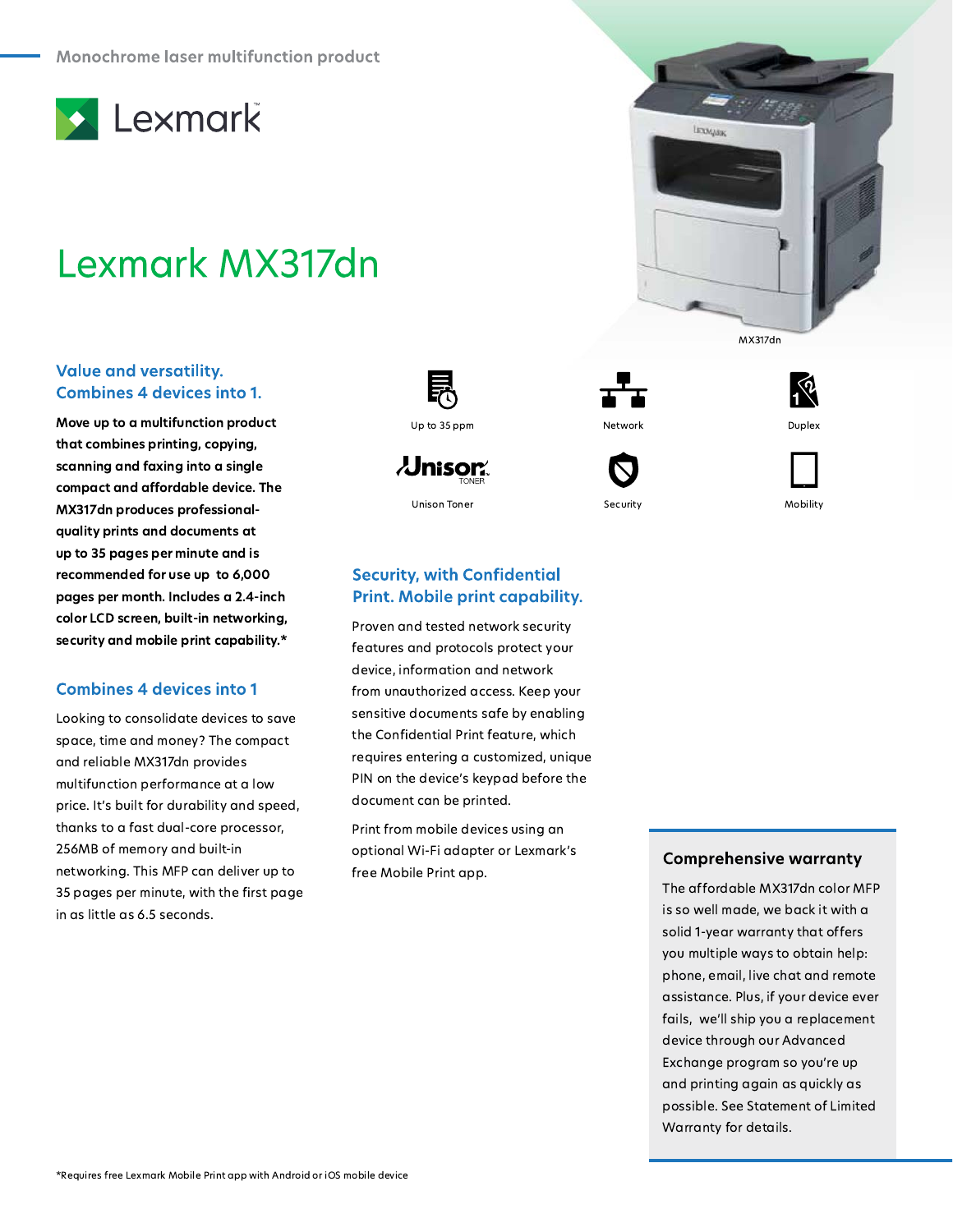Monochrome laser multifunction product

Lexmark

# Lexmark MX317dn

MX317dn

Up to 35 ppm

Network

Duplex

Unison Toner

Security

Mobility

## Value and versatility. Combines 4 devices into 1.

**Move up to a multifunction product that combines printing, copying, scanning and faxing into a single compact and affordable device. The MX317dn produces professional-quality prints and documents at up to 35 pages per minute and is recommended for use up to 6,000 pages per month. Includes a 2.4-inch color LCD screen, built-in networking, security and mobile print capability.***

## Combines 4 devices into 1

Looking to consolidate devices to save space, time and money? The compact and reliable MX317dn provides multifunction performance at a low price. It's built for durability and speed, thanks to a fast dual-core processor, 256MB of memory and built-in networking. This MFP can deliver up to 35 pages per minute, with the first page in as little as 6.5 seconds.

## Security, with Confidential Print. Mobile print capability.

Proven and tested network security features and protocols protect your device, information and network from unauthorized access. Keep your sensitive documents safe by enabling the Confidential Print feature, which requires entering a customized, unique PIN on the device's keypad before the document can be printed.

Print from mobile devices using an optional Wi-Fi adapter or Lexmark's free Mobile Print app.

### Comprehensive warranty

The affordable MX317dn color MFP is so well made, we back it with a solid 1-year warranty that offers you multiple ways to obtain help: phone, email, live chat and remote assistance. Plus, if your device ever fails, we'll ship you a replacement device through our Advanced Exchange program so you're up and printing again as quickly as possible. See Statement of Limited Warranty for details.

*Requires free Lexmark Mobile Print app with Android or iOS mobile device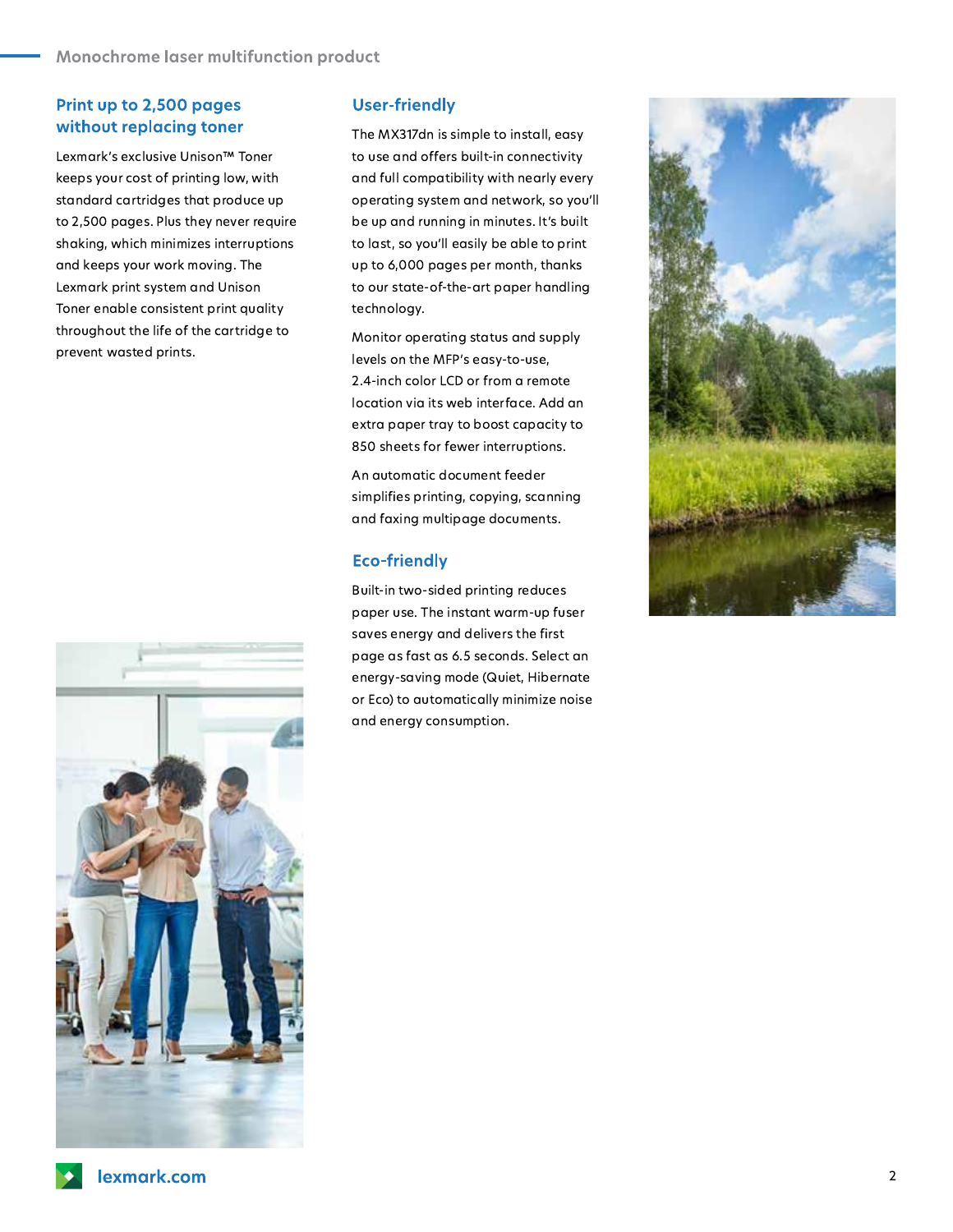## Print up to 2,500 pages without replacing toner

Lexmark's exclusive Unison™ Toner keeps your cost of printing low, with standard cartridges that produce up to 2,500 pages. Plus they never require shaking, which minimizes interruptions and keeps your work moving. The Lexmark print system and Unison Toner enable consistent print quality throughout the life of the cartridge to prevent wasted prints.

## User-friendly

The MX317dn is simple to install, easy to use and offers built-in connectivity and full compatibility with nearly every operating system and network, so you'll be up and running in minutes. It's built to last, so you'll easily be able to print up to 6,000 pages per month, thanks to our state-of-the-art paper handling technology.

Monitor operating status and supply levels on the MFP's easy-to-use, 2.4-inch color LCD or from a remote location via its web interface. Add an extra paper tray to boost capacity to 850 sheets for fewer interruptions.

An automatic document feeder simplifies printing, copying, scanning and faxing multipage documents.

## Eco-friendly

Built-in two-sided printing reduces paper use. The instant warm-up fuser saves energy and delivers the first page as fast as 6.5 seconds. Select an energy-saving mode (Quiet, Hibernate or Eco) to automatically minimize noise and energy consumption.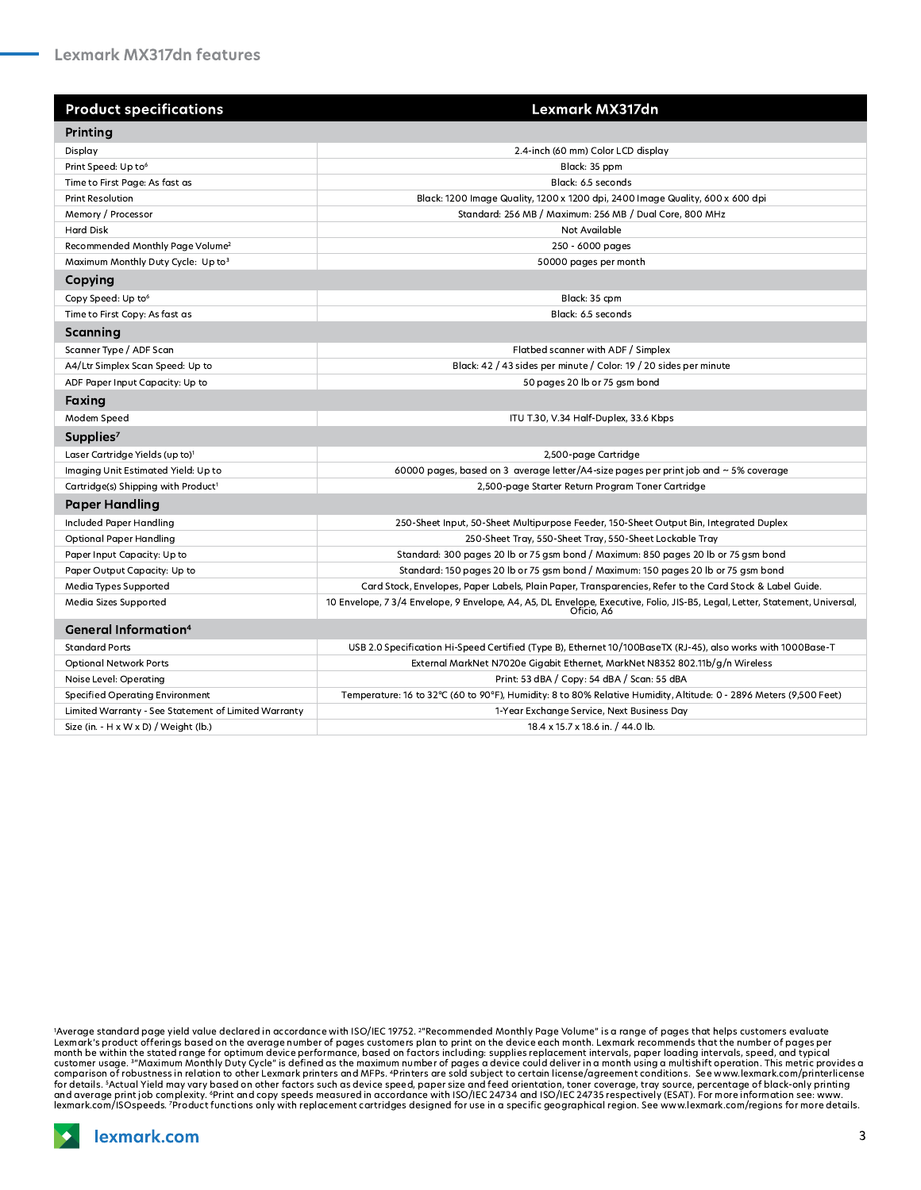## Lexmark MX317dn features

| Product specifications | Lexmark MX317dn |
|---|---|
| **Printing** | |
| Display | 2.4-inch (60 mm) Color LCD display |
| Print Speed: Up to[6] | Black: 35 ppm |
| Time to First Page: As fast as | Black: 6.5 seconds |
| Print Resolution | Black: 1200 Image Quality, 1200 x 1200 dpi, 2400 Image Quality, 600 x 600 dpi |
| Memory / Processor | Standard: 256 MB / Maximum: 256 MB / Dual Core, 800 MHz |
| Hard Disk | Not Available |
| Recommended Monthly Page Volume[2] | 250 - 6000 pages |
| Maximum Monthly Duty Cycle: Up to[3] | 50000 pages per month |
| **Copying** | |
| Copy Speed: Up to[6] | Black: 35 cpm |
| Time to First Copy: As fast as | Black: 6.5 seconds |
| **Scanning** | |
| Scanner Type / ADF Scan | Flatbed scanner with ADF / Simplex |
| A4/Ltr Simplex Scan Speed: Up to | Black: 42 / 43 sides per minute / Color: 19 / 20 sides per minute |
| ADF Paper Input Capacity: Up to | 50 pages 20 lb or 75 gsm bond |
| **Faxing** | |
| Modem Speed | ITU T.30, V.34 Half-Duplex, 33.6 Kbps |
| **Supplies[7]** | |
| Laser Cartridge Yields (up to)[1] | 2,500-page Cartridge |
| Imaging Unit Estimated Yield: Up to | 60000 pages, based on 3 average letter/A4-size pages per print job and ~ 5% coverage |
| Cartridge(s) Shipping with Product[1] | 2,500-page Starter Return Program Toner Cartridge |
| **Paper Handling** | |
| Included Paper Handling | 250-Sheet Input, 50-Sheet Multipurpose Feeder, 150-Sheet Output Bin, Integrated Duplex |
| Optional Paper Handling | 250-Sheet Tray, 550-Sheet Tray, 550-Sheet Lockable Tray |
| Paper Input Capacity: Up to | Standard: 300 pages 20 lb or 75 gsm bond / Maximum: 850 pages 20 lb or 75 gsm bond |
| Paper Output Capacity: Up to | Standard: 150 pages 20 lb or 75 gsm bond / Maximum: 150 pages 20 lb or 75 gsm bond |
| Media Types Supported | Card Stock, Envelopes, Paper Labels, Plain Paper, Transparencies, Refer to the Card Stock & Label Guide. |
| Media Sizes Supported | 10 Envelope, 7 3/4 Envelope, 9 Envelope, A4, A5, DL Envelope, Executive, Folio, JIS-B5, Legal, Letter, Statement, Universal, Oficio, A6 |
| **General Information[4]** | |
| Standard Ports | USB 2.0 Specification Hi-Speed Certified (Type B), Ethernet 10/100BaseTX (RJ-45), also works with 1000Base-T |
| Optional Network Ports | External MarkNet N7020e Gigabit Ethernet, MarkNet N8352 802.11b/g/n Wireless |
| Noise Level: Operating | Print: 53 dBA / Copy: 54 dBA / Scan: 55 dBA |
| Specified Operating Environment | Temperature: 16 to 32°C (60 to 90°F), Humidity: 8 to 80% Relative Humidity, Altitude: 0 - 2896 Meters (9,500 Feet) |
| Limited Warranty - See Statement of Limited Warranty | 1-Year Exchange Service, Next Business Day |
| Size (in. - H x W x D) / Weight (lb.) | 18.4 x 15.7 x 18.6 in. / 44.0 lb. |

[1]Average standard page yield value declared in accordance with ISO/IEC 19752. [2]"Recommended Monthly Page Volume" is a range of pages that helps customers evaluate Lexmark's product offerings based on the average number of pages customers plan to print on the device each month. Lexmark recommends that the number of pages per month be within the stated range for optimum device performance, based on factors including: supplies replacement intervals, paper loading intervals, speed, and typical customer usage. [3]"Maximum Monthly Duty Cycle" is defined as the maximum number of pages a device could deliver in a month using a multishift operation. This metric provides a comparison of robustness in relation to other Lexmark printers and MFPs. [4]Printers are sold subject to certain license/agreement conditions. See www.lexmark.com/printerlicense for details. [5]Actual Yield may vary based on other factors such as device speed, paper size and feed orientation, toner coverage, tray source, percentage of black-only printing and average print job complexity. [6]Print and copy speeds measured in accordance with ISO/IEC 24734 and ISO/IEC 24735 respectively (ESAT). For more information see: www.lexmark.com/ISOspeeds. [7]Product functions only with replacement cartridges designed for use in a specific geographical region. See www.lexmark.com/regions for more details.

lexmark.com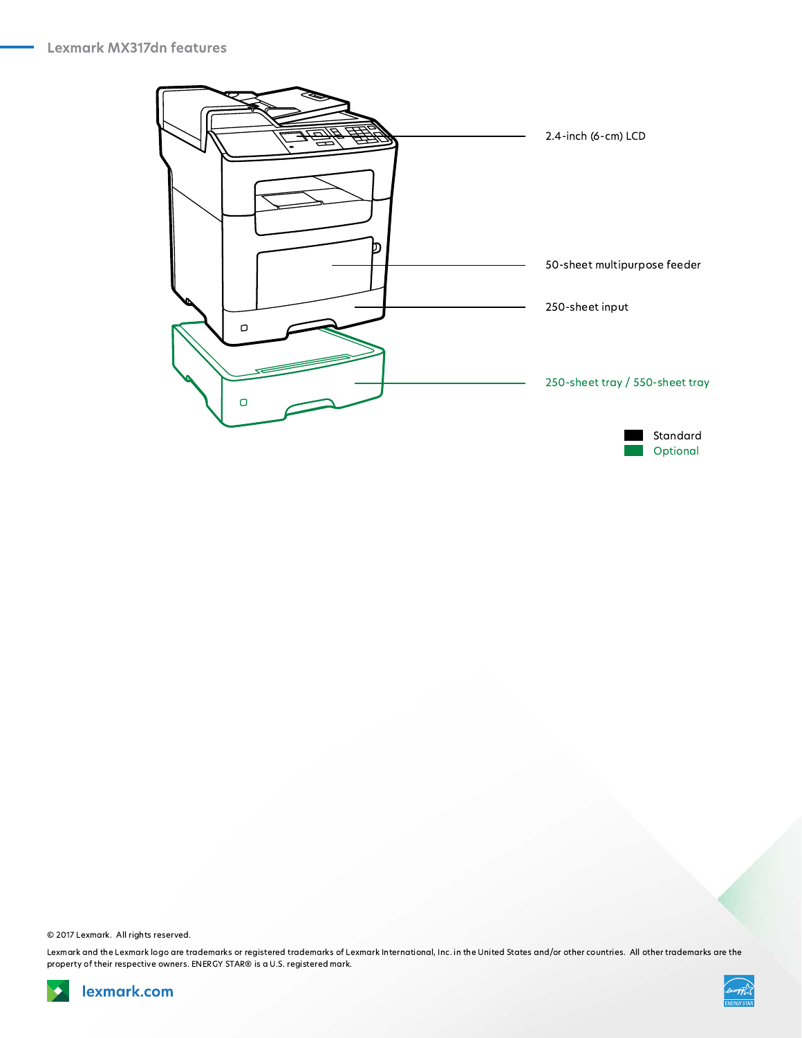## Lexmark MX317dn features

2.4-inch (6-cm) LCD

50-sheet multipurpose feeder

250-sheet input

250-sheet tray / 550-sheet tray

Standard

Optional

© 2017 Lexmark. All rights reserved.

Lexmark and the Lexmark logo are trademarks or registered trademarks of Lexmark International, Inc. in the United States and/or other countries. All other trademarks are the property of their respective owners. ENERGY STAR® is a U.S. registered mark.

lexmark.com